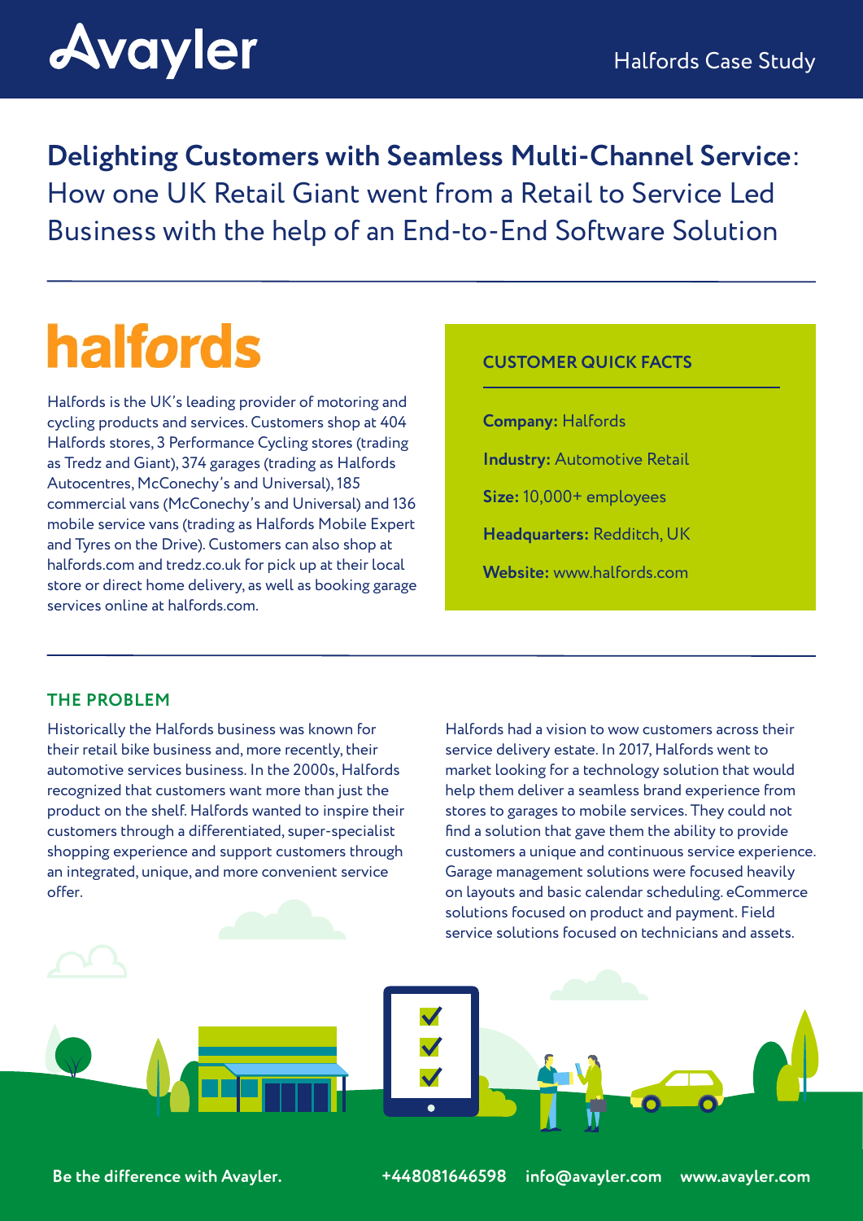# Delighting Customers with Seamless Multi-Channel Service: How one UK Retail Giant went from a Retail to Service Led Business with the help of an End-to-End Software Solution

## halfords

Halfords is the UK's leading provider of motoring and cycling products and services. Customers shop at 404 Halfords stores, 3 Performance Cycling stores (trading as Tredz and Giant), 374 garages (trading as Halfords Autocentres, McConechy's and Universal), 185 commercial vans (McConechy's and Universal) and 136 mobile service vans (trading as Halfords Mobile Expert and Tyres on the Drive). Customers can also shop at halfords.com and tredz.co.uk for pick up at their local store or direct home delivery, as well as booking garage services online at halfords.com.

### CUSTOMER QUICK FACTS

**Company:** Halfords

**Industry:** Automotive Retail

**Size:** 10,000+ employees

**Headquarters:** Redditch, UK

**Website:** www.halfords.com

## THE PROBLEM

Historically the Halfords business was known for their retail bike business and, more recently, their automotive services business. In the 2000s, Halfords recognized that customers want more than just the product on the shelf. Halfords wanted to inspire their customers through a differentiated, super-specialist shopping experience and support customers through an integrated, unique, and more convenient service offer.

Halfords had a vision to wow customers across their service delivery estate. In 2017, Halfords went to market looking for a technology solution that would help them deliver a seamless brand experience from stores to garages to mobile services. They could not find a solution that gave them the ability to provide customers a unique and continuous service experience. Garage management solutions were focused heavily on layouts and basic calendar scheduling. eCommerce solutions focused on product and payment. Field service solutions focused on technicians and assets.

**Be the difference with Avayler.** +448081646598 info@avayler.com www.avayler.com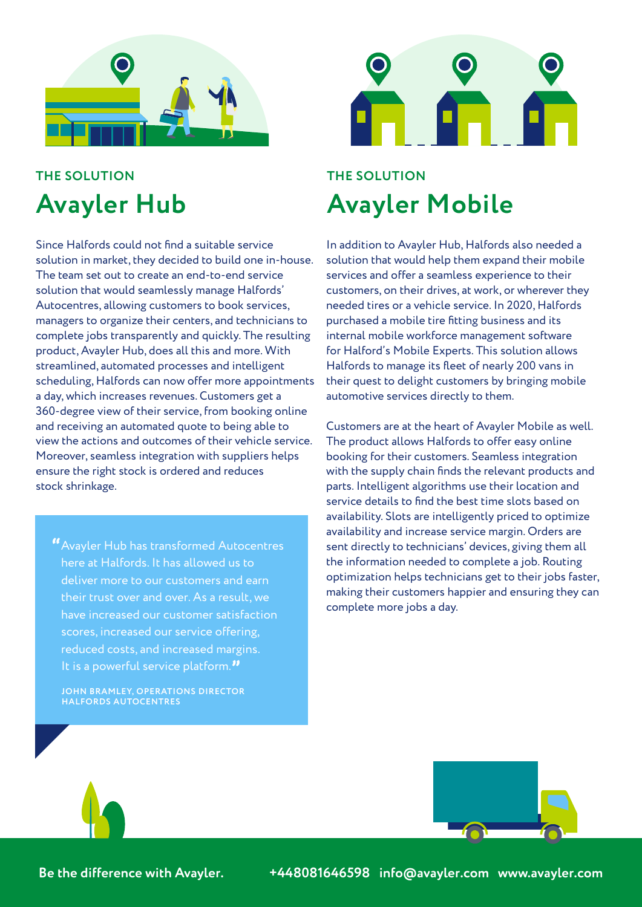THE SOLUTION

## Avayler Hub

Since Halfords could not find a suitable service solution in market, they decided to build one in-house. The team set out to create an end-to-end service solution that would seamlessly manage Halfords' Autocentres, allowing customers to book services, managers to organize their centers, and technicians to complete jobs transparently and quickly. The resulting product, Avayler Hub, does all this and more. With streamlined, automated processes and intelligent scheduling, Halfords can now offer more appointments a day, which increases revenues. Customers get a 360-degree view of their service, from booking online and receiving an automated quote to being able to view the actions and outcomes of their vehicle service. Moreover, seamless integration with suppliers helps ensure the right stock is ordered and reduces stock shrinkage.

> "Avayler Hub has transformed Autocentres here at Halfords. It has allowed us to deliver more to our customers and earn their trust over and over. As a result, we have increased our customer satisfaction scores, increased our service offering, reduced costs, and increased margins. It is a powerful service platform."
>
> **JOHN BRAMLEY, OPERATIONS DIRECTOR HALFORDS AUTOCENTRES**

THE SOLUTION

## Avayler Mobile

In addition to Avayler Hub, Halfords also needed a solution that would help them expand their mobile services and offer a seamless experience to their customers, on their drives, at work, or wherever they needed tires or a vehicle service. In 2020, Halfords purchased a mobile tire fitting business and its internal mobile workforce management software for Halford's Mobile Experts. This solution allows Halfords to manage its fleet of nearly 200 vans in their quest to delight customers by bringing mobile automotive services directly to them.

Customers are at the heart of Avayler Mobile as well. The product allows Halfords to offer easy online booking for their customers. Seamless integration with the supply chain finds the relevant products and parts. Intelligent algorithms use their location and service details to find the best time slots based on availability. Slots are intelligently priced to optimize availability and increase service margin. Orders are sent directly to technicians' devices, giving them all the information needed to complete a job. Routing optimization helps technicians get to their jobs faster, making their customers happier and ensuring they can complete more jobs a day.

**Be the difference with Avayler.** **+448081646598 info@avayler.com www.avayler.com**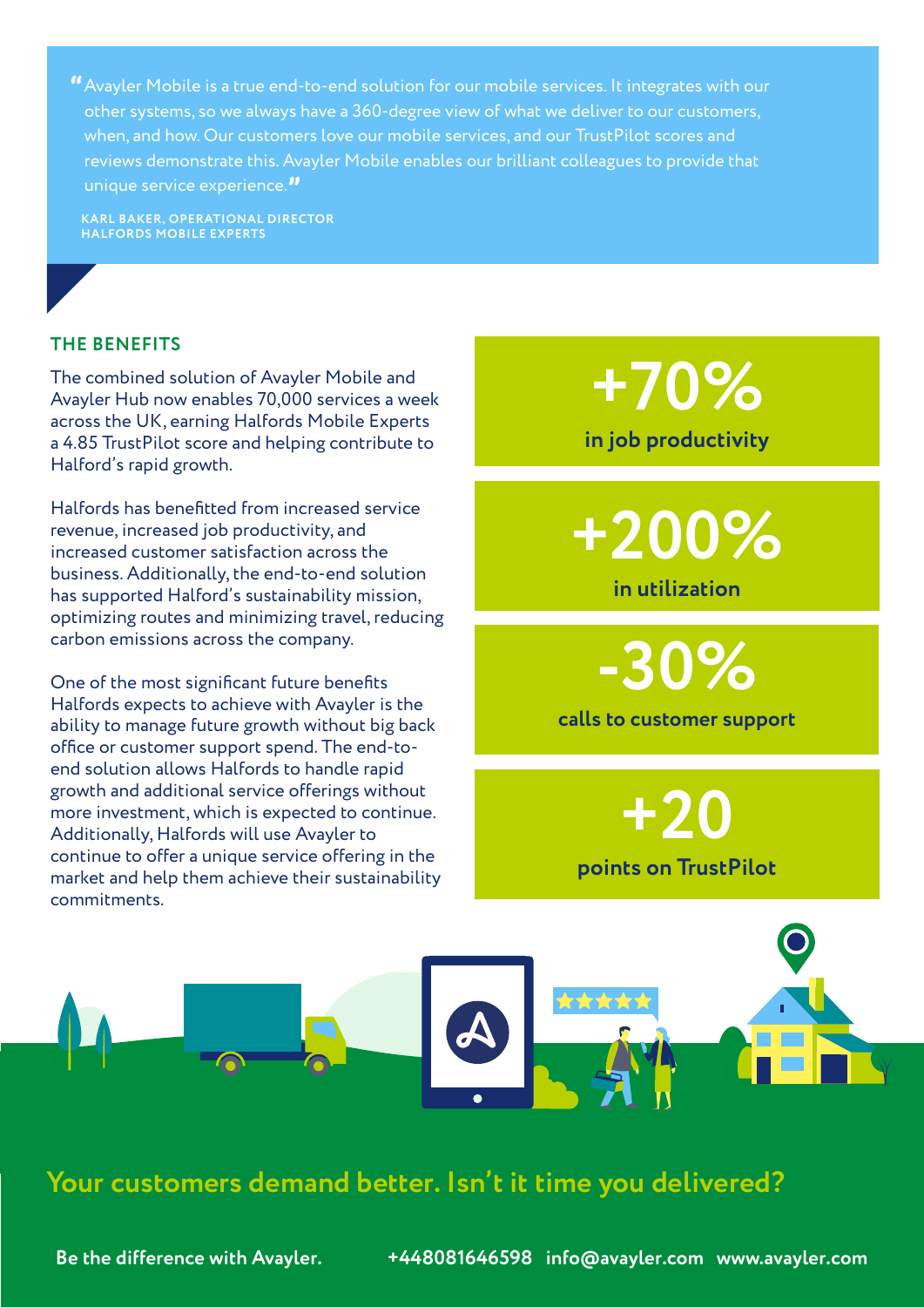> "Avayler Mobile is a true end-to-end solution for our mobile services. It integrates with our other systems, so we always have a 360-degree view of what we deliver to our customers, when, and how. Our customers love our mobile services, and our TrustPilot scores and reviews demonstrate this. Avayler Mobile enables our brilliant colleagues to provide that unique service experience."
>
> **KARL BAKER, OPERATIONAL DIRECTOR**
> **HALFORDS MOBILE EXPERTS**

## THE BENEFITS

The combined solution of Avayler Mobile and Avayler Hub now enables 70,000 services a week across the UK, earning Halfords Mobile Experts a 4.85 TrustPilot score and helping contribute to Halford's rapid growth.

Halfords has benefitted from increased service revenue, increased job productivity, and increased customer satisfaction across the business. Additionally, the end-to-end solution has supported Halford's sustainability mission, optimizing routes and minimizing travel, reducing carbon emissions across the company.

One of the most significant future benefits Halfords expects to achieve with Avayler is the ability to manage future growth without big back office or customer support spend. The end-to-end solution allows Halfords to handle rapid growth and additional service offerings without more investment, which is expected to continue. Additionally, Halfords will use Avayler to continue to offer a unique service offering in the market and help them achieve their sustainability commitments.

**+70%**
**in job productivity**

**+200%**
**in utilization**

**-30%**
**calls to customer support**

**+20**
**points on TrustPilot**

## Your customers demand better. Isn't it time you delivered?

**Be the difference with Avayler.** **+448081646598 info@avayler.com www.avayler.com**